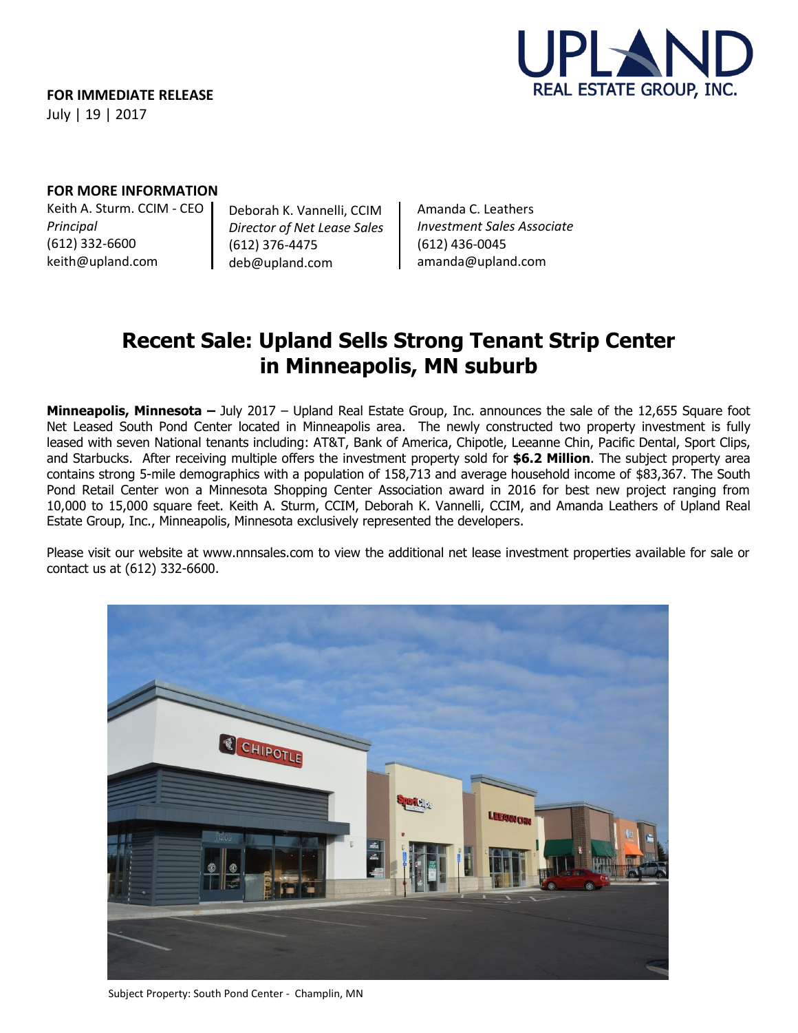**FOR IMMEDIATE RELEASE**
July | 19 | 2017

**FOR MORE INFORMATION**

Keith A. Sturm. CCIM - CEO
*Principal*
(612) 332-6600
keith@upland.com

Deborah K. Vannelli, CCIM
*Director of Net Lease Sales*
(612) 376-4475
deb@upland.com

Amanda C. Leathers
*Investment Sales Associate*
(612) 436-0045
amanda@upland.com

# Recent Sale: Upland Sells Strong Tenant Strip Center in Minneapolis, MN suburb

**Minneapolis, Minnesota –** July 2017 – Upland Real Estate Group, Inc. announces the sale of the 12,655 Square foot Net Leased South Pond Center located in Minneapolis area. The newly constructed two property investment is fully leased with seven National tenants including: AT&T, Bank of America, Chipotle, Leeanne Chin, Pacific Dental, Sport Clips, and Starbucks. After receiving multiple offers the investment property sold for **$6.2 Million**. The subject property area contains strong 5-mile demographics with a population of 158,713 and average household income of $83,367. The South Pond Retail Center won a Minnesota Shopping Center Association award in 2016 for best new project ranging from 10,000 to 15,000 square feet. Keith A. Sturm, CCIM, Deborah K. Vannelli, CCIM, and Amanda Leathers of Upland Real Estate Group, Inc., Minneapolis, Minnesota exclusively represented the developers.

Please visit our website at www.nnnsales.com to view the additional net lease investment properties available for sale or contact us at (612) 332-6600.

Subject Property: South Pond Center - Champlin, MN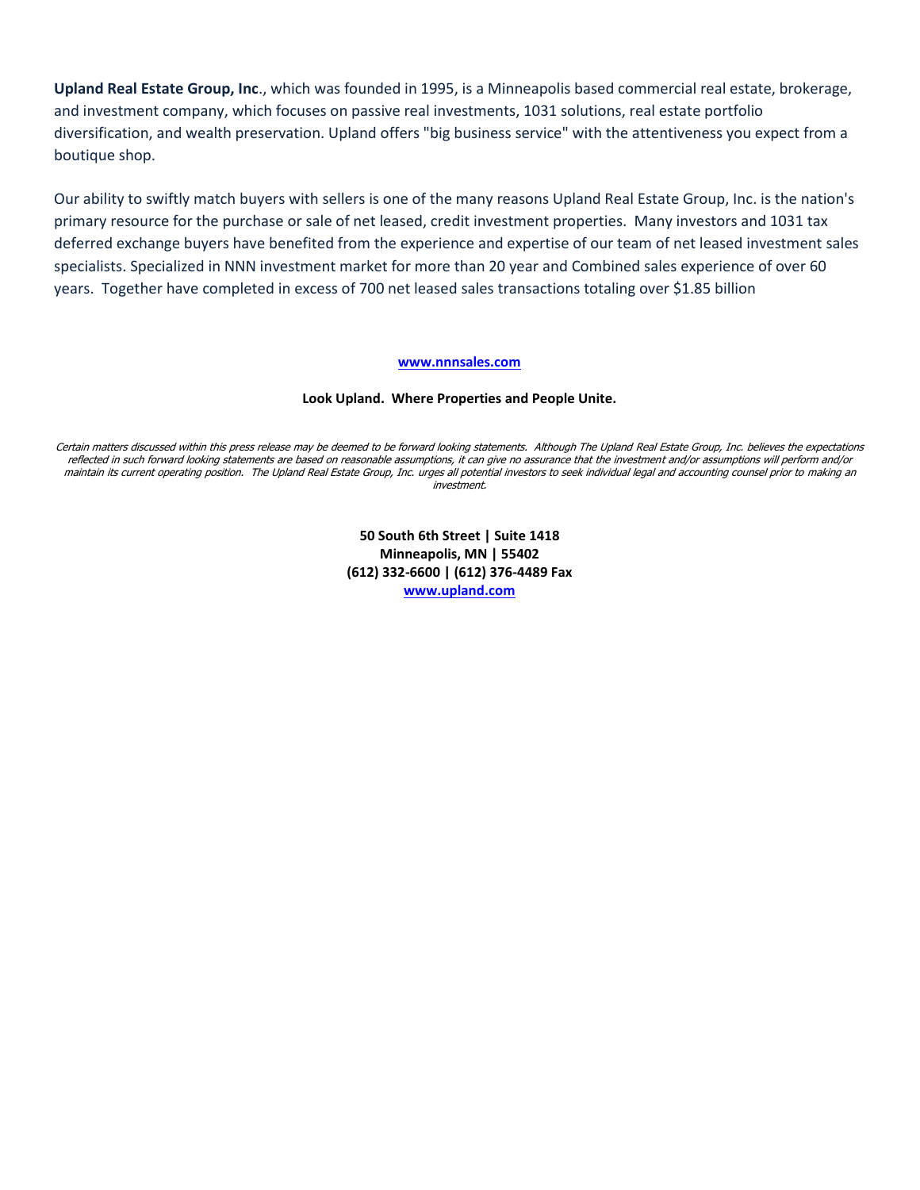**Upland Real Estate Group, Inc**., which was founded in 1995, is a Minneapolis based commercial real estate, brokerage, and investment company, which focuses on passive real investments, 1031 solutions, real estate portfolio diversification, and wealth preservation. Upland offers "big business service" with the attentiveness you expect from a boutique shop.

Our ability to swiftly match buyers with sellers is one of the many reasons Upland Real Estate Group, Inc. is the nation's primary resource for the purchase or sale of net leased, credit investment properties. Many investors and 1031 tax deferred exchange buyers have benefited from the experience and expertise of our team of net leased investment sales specialists. Specialized in NNN investment market for more than 20 year and Combined sales experience of over 60 years. Together have completed in excess of 700 net leased sales transactions totaling over $1.85 billion

**www.nnnsales.com**

**Look Upland. Where Properties and People Unite.**

*Certain matters discussed within this press release may be deemed to be forward looking statements. Although The Upland Real Estate Group, Inc. believes the expectations reflected in such forward looking statements are based on reasonable assumptions, it can give no assurance that the investment and/or assumptions will perform and/or maintain its current operating position. The Upland Real Estate Group, Inc. urges all potential investors to seek individual legal and accounting counsel prior to making an investment.*

**50 South 6th Street | Suite 1418**
**Minneapolis, MN | 55402**
**(612) 332-6600 | (612) 376-4489 Fax**
**www.upland.com**